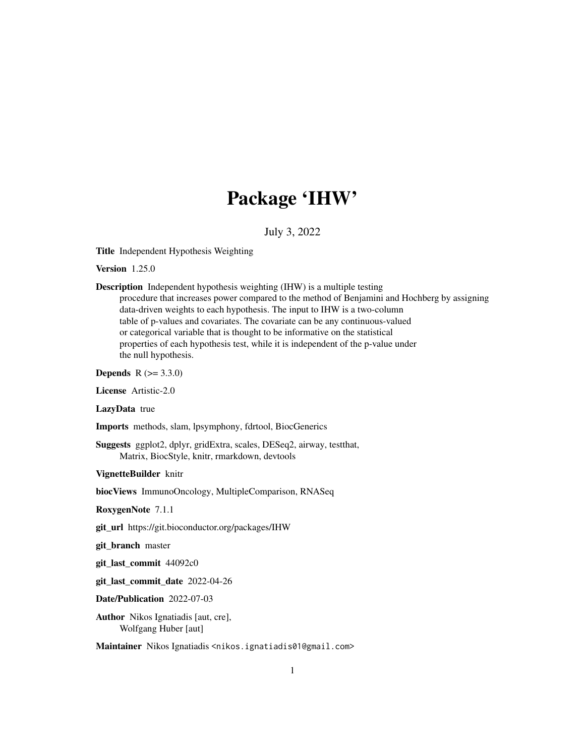# Package 'IHW'

July 3, 2022

**Title** Independent Hypothesis Weighting

**Version** 1.25.0

**Description** Independent hypothesis weighting (IHW) is a multiple testing procedure that increases power compared to the method of Benjamini and Hochberg by assigning data-driven weights to each hypothesis. The input to IHW is a two-column table of p-values and covariates. The covariate can be any continuous-valued or categorical variable that is thought to be informative on the statistical properties of each hypothesis test, while it is independent of the p-value under the null hypothesis.

**Depends** R (>= 3.3.0)

**License** Artistic-2.0

**LazyData** true

**Imports** methods, slam, lpsymphony, fdrtool, BiocGenerics

**Suggests** ggplot2, dplyr, gridExtra, scales, DESeq2, airway, testthat, Matrix, BiocStyle, knitr, rmarkdown, devtools

**VignetteBuilder** knitr

**biocViews** ImmunoOncology, MultipleComparison, RNASeq

**RoxygenNote** 7.1.1

**git_url** https://git.bioconductor.org/packages/IHW

**git_branch** master

**git_last_commit** 44092c0

**git_last_commit_date** 2022-04-26

**Date/Publication** 2022-07-03

**Author** Nikos Ignatiadis [aut, cre], Wolfgang Huber [aut]

**Maintainer** Nikos Ignatiadis <nikos.ignatiadis01@gmail.com>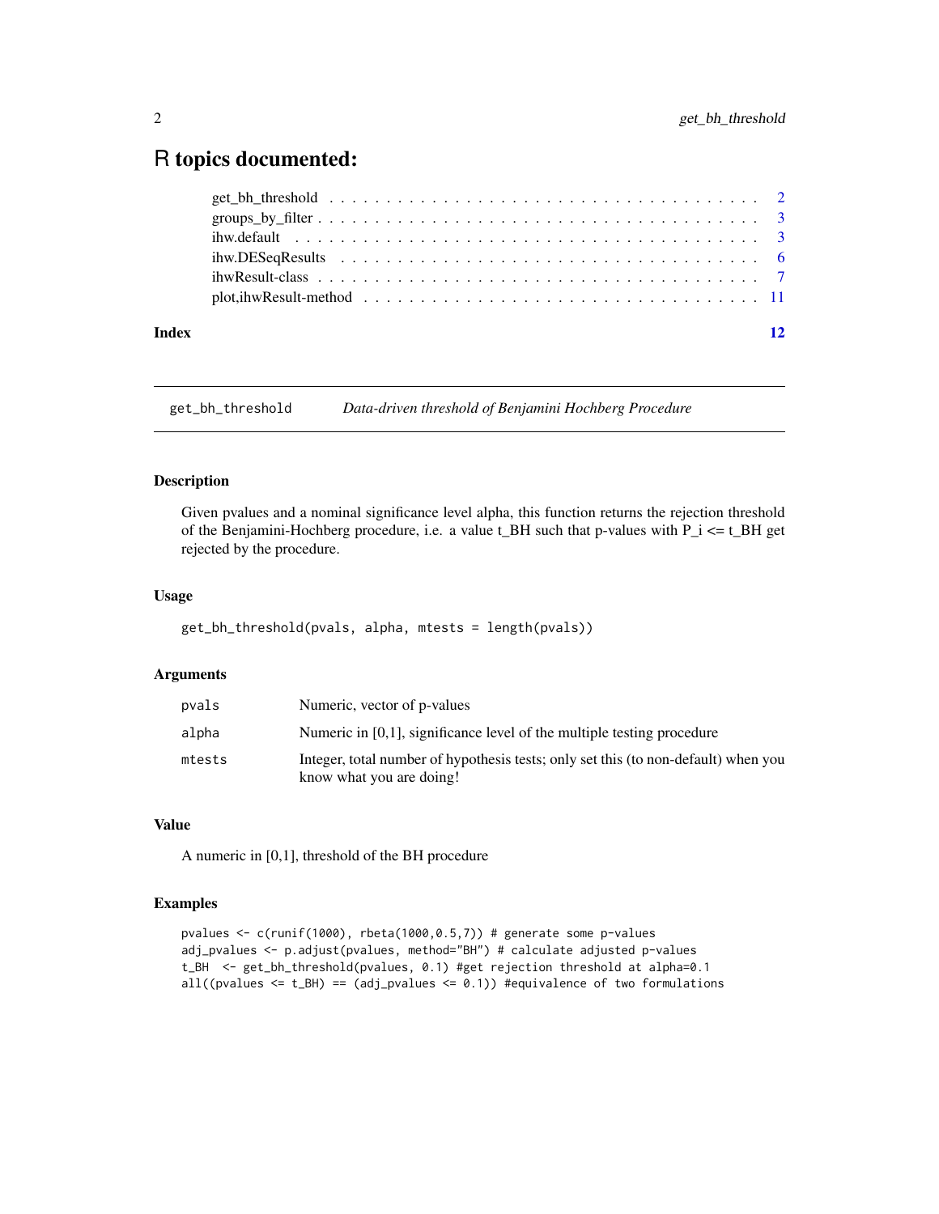# R topics documented:

- get_bh_threshold . . . . . . . . . . . . . . . . . . . . . . . . . . . . . . . . . . . . 2
- groups_by_filter . . . . . . . . . . . . . . . . . . . . . . . . . . . . . . . . . . . . 3
- ihw.default . . . . . . . . . . . . . . . . . . . . . . . . . . . . . . . . . . . . . . 3
- ihw.DESeqResults . . . . . . . . . . . . . . . . . . . . . . . . . . . . . . . . . . . 6
- ihwResult-class . . . . . . . . . . . . . . . . . . . . . . . . . . . . . . . . . . . . 7
- plot,ihwResult-method . . . . . . . . . . . . . . . . . . . . . . . . . . . . . . . . . 11

**Index** **12**

---

## get_bh_threshold — *Data-driven threshold of Benjamini Hochberg Procedure*

---

### Description

Given pvalues and a nominal significance level alpha, this function returns the rejection threshold of the Benjamini-Hochberg procedure, i.e. a value t_BH such that p-values with P_i <= t_BH get rejected by the procedure.

### Usage

```
get_bh_threshold(pvals, alpha, mtests = length(pvals))
```

### Arguments

| | |
|---|---|
| `pvals` | Numeric, vector of p-values |
| `alpha` | Numeric in [0,1], significance level of the multiple testing procedure |
| `mtests` | Integer, total number of hypothesis tests; only set this (to non-default) when you know what you are doing! |

### Value

A numeric in [0,1], threshold of the BH procedure

### Examples

```
pvalues <- c(runif(1000), rbeta(1000,0.5,7)) # generate some p-values
adj_pvalues <- p.adjust(pvalues, method="BH") # calculate adjusted p-values
t_BH  <- get_bh_threshold(pvalues, 0.1) #get rejection threshold at alpha=0.1
all((pvalues <= t_BH) == (adj_pvalues <= 0.1)) #equivalence of two formulations
```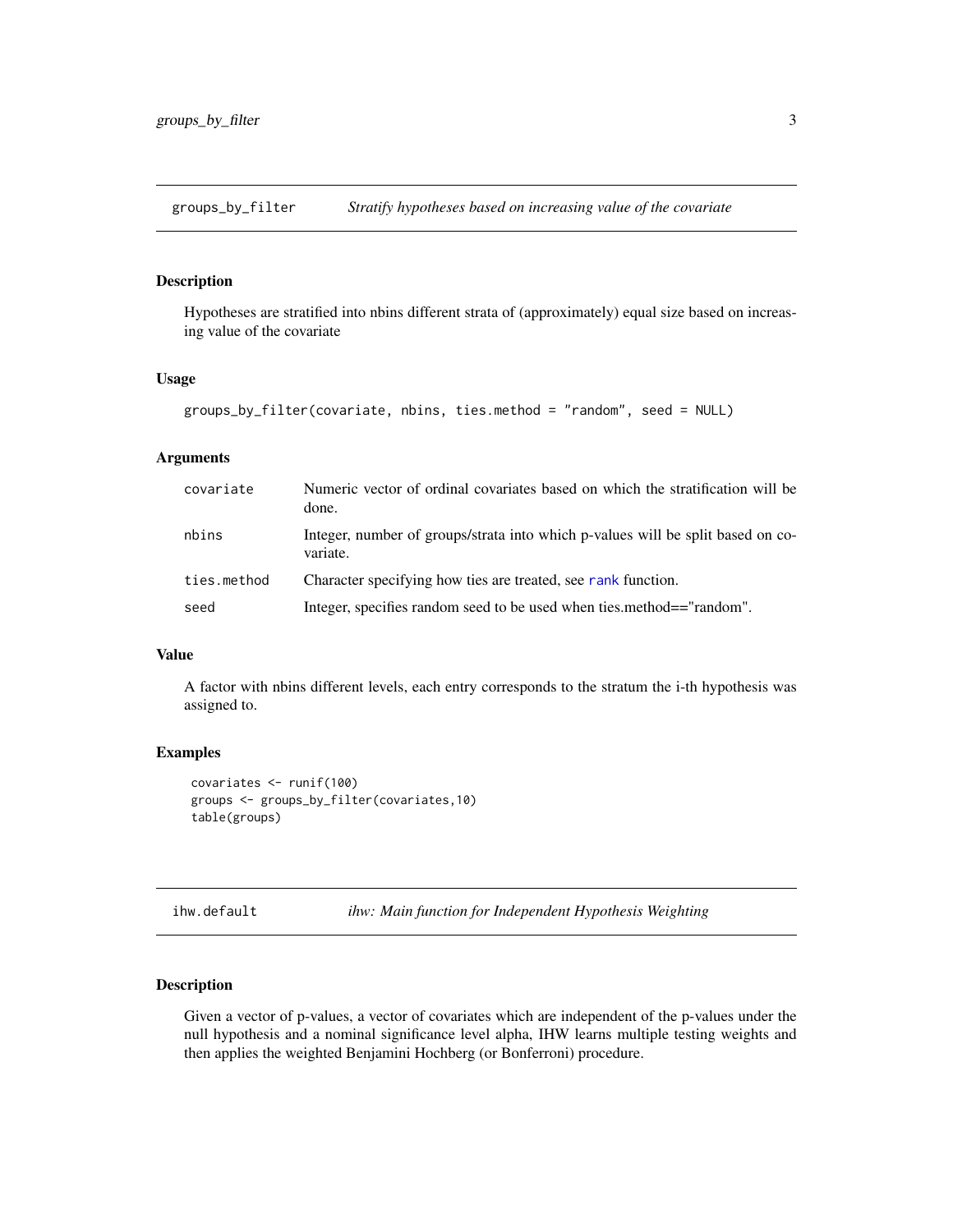## groups_by_filter — *Stratify hypotheses based on increasing value of the covariate*

### Description

Hypotheses are stratified into nbins different strata of (approximately) equal size based on increasing value of the covariate

### Usage

```
groups_by_filter(covariate, nbins, ties.method = "random", seed = NULL)
```

### Arguments

| | |
|---|---|
| covariate | Numeric vector of ordinal covariates based on which the stratification will be done. |
| nbins | Integer, number of groups/strata into which p-values will be split based on covariate. |
| ties.method | Character specifying how ties are treated, see rank function. |
| seed | Integer, specifies random seed to be used when ties.method=="random". |

### Value

A factor with nbins different levels, each entry corresponds to the stratum the i-th hypothesis was assigned to.

### Examples

```
covariates <- runif(100)
groups <- groups_by_filter(covariates,10)
table(groups)
```

## ihw.default — *ihw: Main function for Independent Hypothesis Weighting*

### Description

Given a vector of p-values, a vector of covariates which are independent of the p-values under the null hypothesis and a nominal significance level alpha, IHW learns multiple testing weights and then applies the weighted Benjamini Hochberg (or Bonferroni) procedure.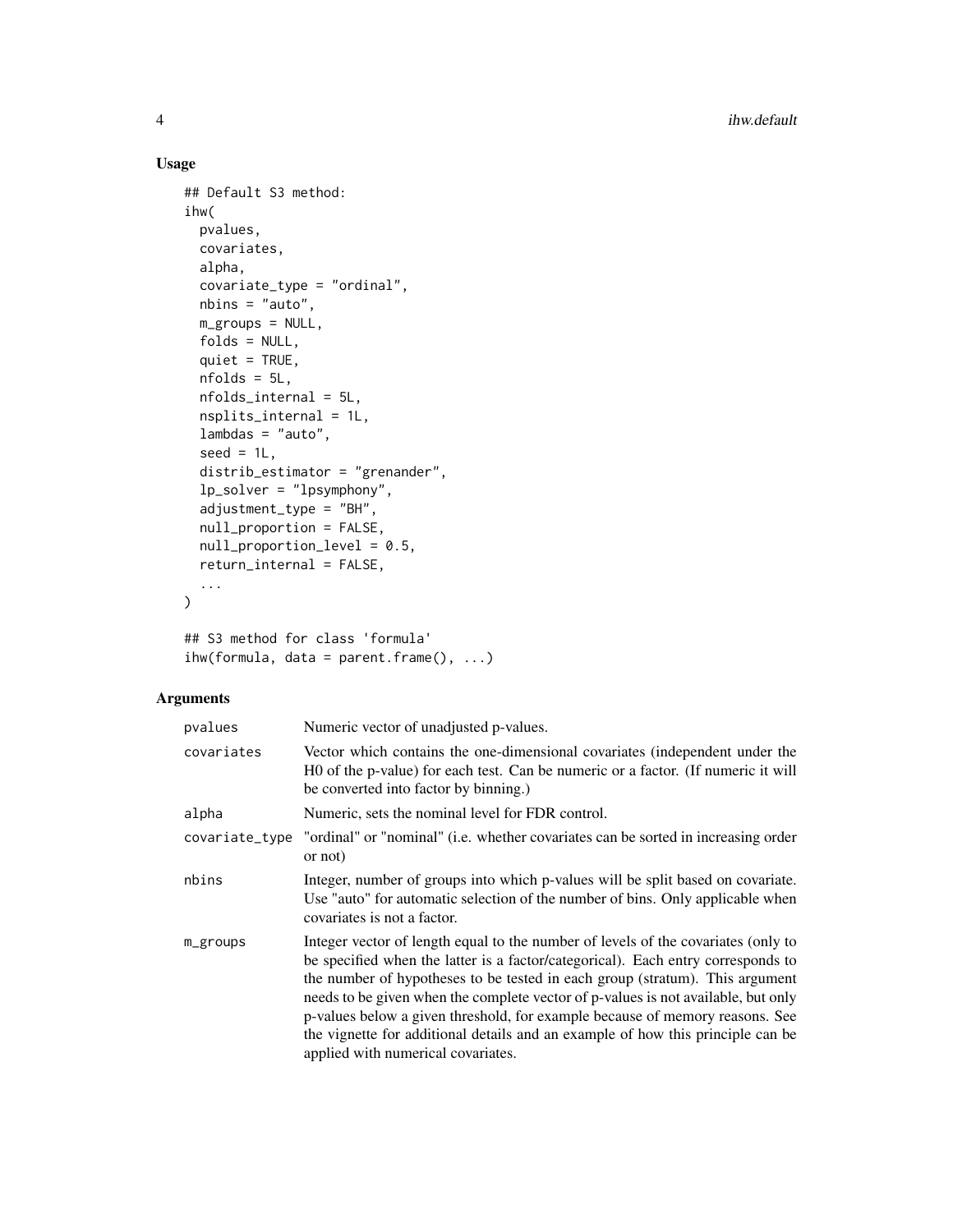## Usage

```
## Default S3 method:
ihw(
  pvalues,
  covariates,
  alpha,
  covariate_type = "ordinal",
  nbins = "auto",
  m_groups = NULL,
  folds = NULL,
  quiet = TRUE,
  nfolds = 5L,
  nfolds_internal = 5L,
  nsplits_internal = 1L,
  lambdas = "auto",
  seed = 1L,
  distrib_estimator = "grenander",
  lp_solver = "lpsymphony",
  adjustment_type = "BH",
  null_proportion = FALSE,
  null_proportion_level = 0.5,
  return_internal = FALSE,
  ...
)

## S3 method for class 'formula'
ihw(formula, data = parent.frame(), ...)
```

## Arguments

| | |
|---|---|
| pvalues | Numeric vector of unadjusted p-values. |
| covariates | Vector which contains the one-dimensional covariates (independent under the H0 of the p-value) for each test. Can be numeric or a factor. (If numeric it will be converted into factor by binning.) |
| alpha | Numeric, sets the nominal level for FDR control. |
| covariate_type | "ordinal" or "nominal" (i.e. whether covariates can be sorted in increasing order or not) |
| nbins | Integer, number of groups into which p-values will be split based on covariate. Use "auto" for automatic selection of the number of bins. Only applicable when covariates is not a factor. |
| m_groups | Integer vector of length equal to the number of levels of the covariates (only to be specified when the latter is a factor/categorical). Each entry corresponds to the number of hypotheses to be tested in each group (stratum). This argument needs to be given when the complete vector of p-values is not available, but only p-values below a given threshold, for example because of memory reasons. See the vignette for additional details and an example of how this principle can be applied with numerical covariates. |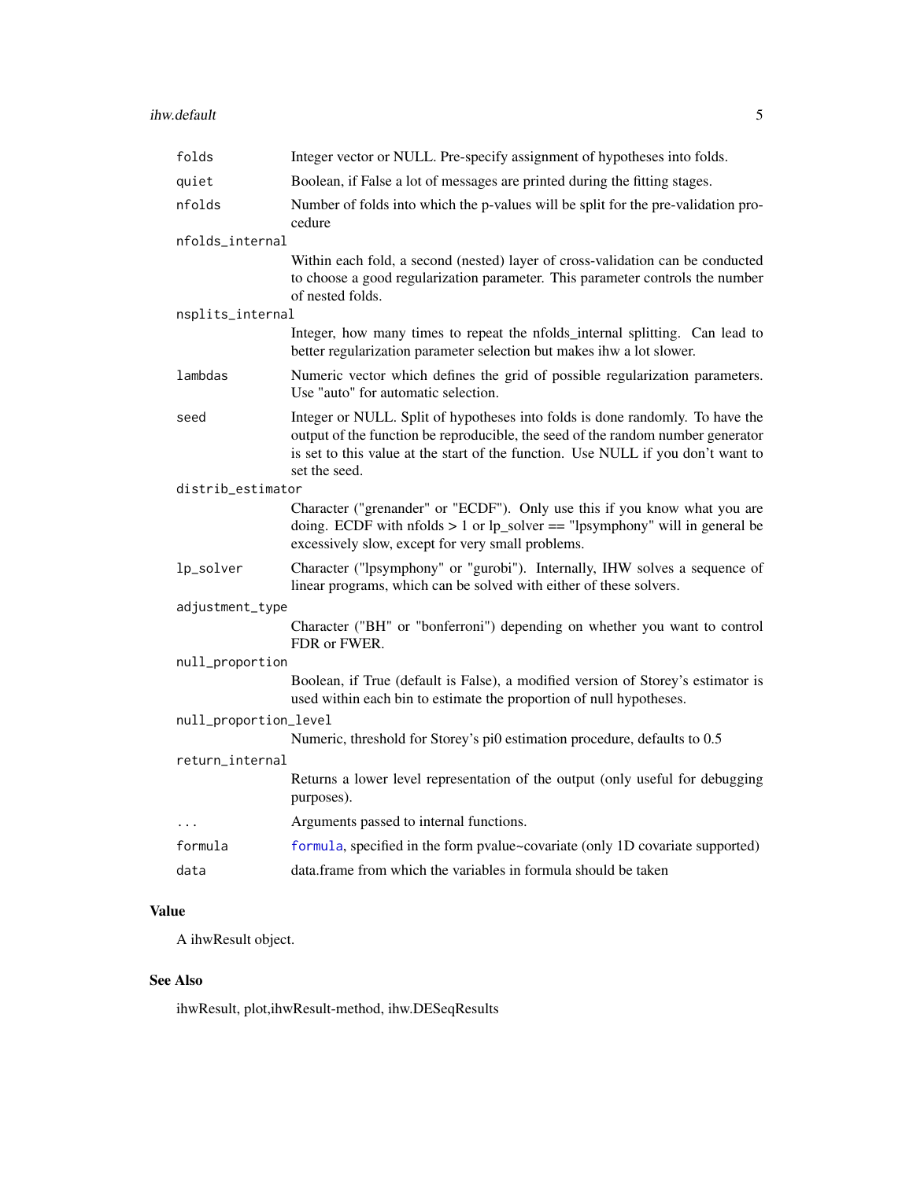| | |
|---|---|
| `folds` | Integer vector or NULL. Pre-specify assignment of hypotheses into folds. |
| `quiet` | Boolean, if False a lot of messages are printed during the fitting stages. |
| `nfolds` | Number of folds into which the p-values will be split for the pre-validation procedure |
| `nfolds_internal` | Within each fold, a second (nested) layer of cross-validation can be conducted to choose a good regularization parameter. This parameter controls the number of nested folds. |
| `nsplits_internal` | Integer, how many times to repeat the nfolds_internal splitting. Can lead to better regularization parameter selection but makes ihw a lot slower. |
| `lambdas` | Numeric vector which defines the grid of possible regularization parameters. Use "auto" for automatic selection. |
| `seed` | Integer or NULL. Split of hypotheses into folds is done randomly. To have the output of the function be reproducible, the seed of the random number generator is set to this value at the start of the function. Use NULL if you don't want to set the seed. |
| `distrib_estimator` | Character ("grenander" or "ECDF"). Only use this if you know what you are doing. ECDF with nfolds > 1 or lp_solver == "lpsymphony" will in general be excessively slow, except for very small problems. |
| `lp_solver` | Character ("lpsymphony" or "gurobi"). Internally, IHW solves a sequence of linear programs, which can be solved with either of these solvers. |
| `adjustment_type` | Character ("BH" or "bonferroni") depending on whether you want to control FDR or FWER. |
| `null_proportion` | Boolean, if True (default is False), a modified version of Storey's estimator is used within each bin to estimate the proportion of null hypotheses. |
| `null_proportion_level` | Numeric, threshold for Storey's pi0 estimation procedure, defaults to 0.5 |
| `return_internal` | Returns a lower level representation of the output (only useful for debugging purposes). |
| `...` | Arguments passed to internal functions. |
| `formula` | formula, specified in the form pvalue~covariate (only 1D covariate supported) |
| `data` | data.frame from which the variables in formula should be taken |

## Value

A ihwResult object.

## See Also

ihwResult, plot,ihwResult-method, ihw.DESeqResults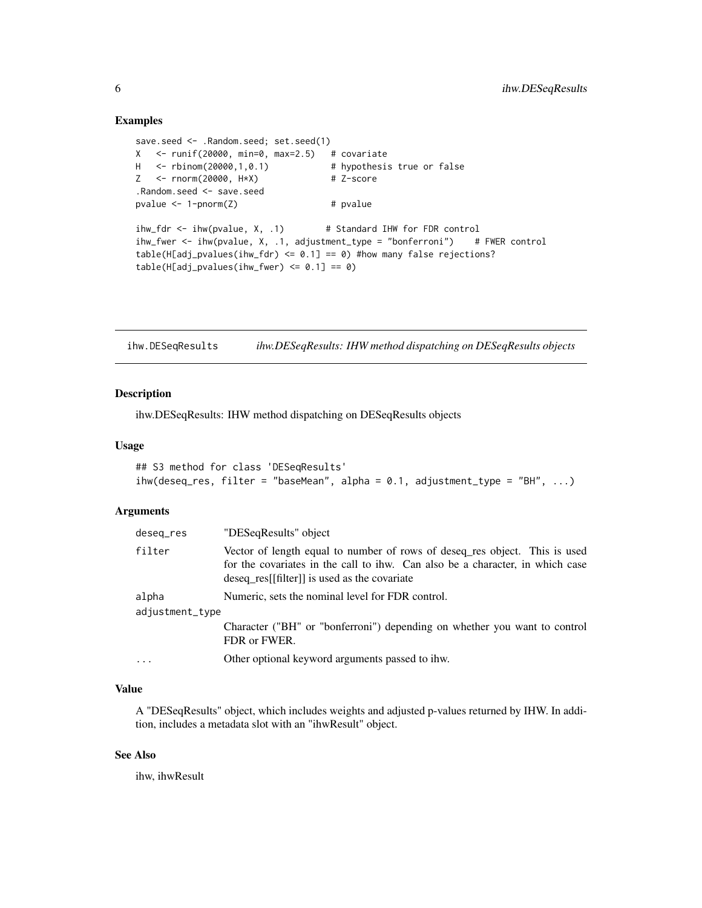### Examples

```
save.seed <- .Random.seed; set.seed(1)
X   <- runif(20000, min=0, max=2.5)   # covariate
H   <- rbinom(20000,1,0.1)            # hypothesis true or false
Z   <- rnorm(20000, H*X)              # Z-score
.Random.seed <- save.seed
pvalue <- 1-pnorm(Z)                  # pvalue

ihw_fdr <- ihw(pvalue, X, .1)        # Standard IHW for FDR control
ihw_fwer <- ihw(pvalue, X, .1, adjustment_type = "bonferroni")    # FWER control
table(H[adj_pvalues(ihw_fdr) <= 0.1] == 0) #how many false rejections?
table(H[adj_pvalues(ihw_fwer) <= 0.1] == 0)
```

## ihw.DESeqResults — *ihw.DESeqResults: IHW method dispatching on DESeqResults objects*

### Description

ihw.DESeqResults: IHW method dispatching on DESeqResults objects

### Usage

```
## S3 method for class 'DESeqResults'
ihw(deseq_res, filter = "baseMean", alpha = 0.1, adjustment_type = "BH", ...)
```

### Arguments

| | |
|---|---|
| `deseq_res` | "DESeqResults" object |
| `filter` | Vector of length equal to number of rows of deseq_res object. This is used for the covariates in the call to ihw. Can also be a character, in which case deseq_res[[filter]] is used as the covariate |
| `alpha` | Numeric, sets the nominal level for FDR control. |
| `adjustment_type` | Character ("BH" or "bonferroni") depending on whether you want to control FDR or FWER. |
| `...` | Other optional keyword arguments passed to ihw. |

### Value

A "DESeqResults" object, which includes weights and adjusted p-values returned by IHW. In addition, includes a metadata slot with an "ihwResult" object.

### See Also

ihw, ihwResult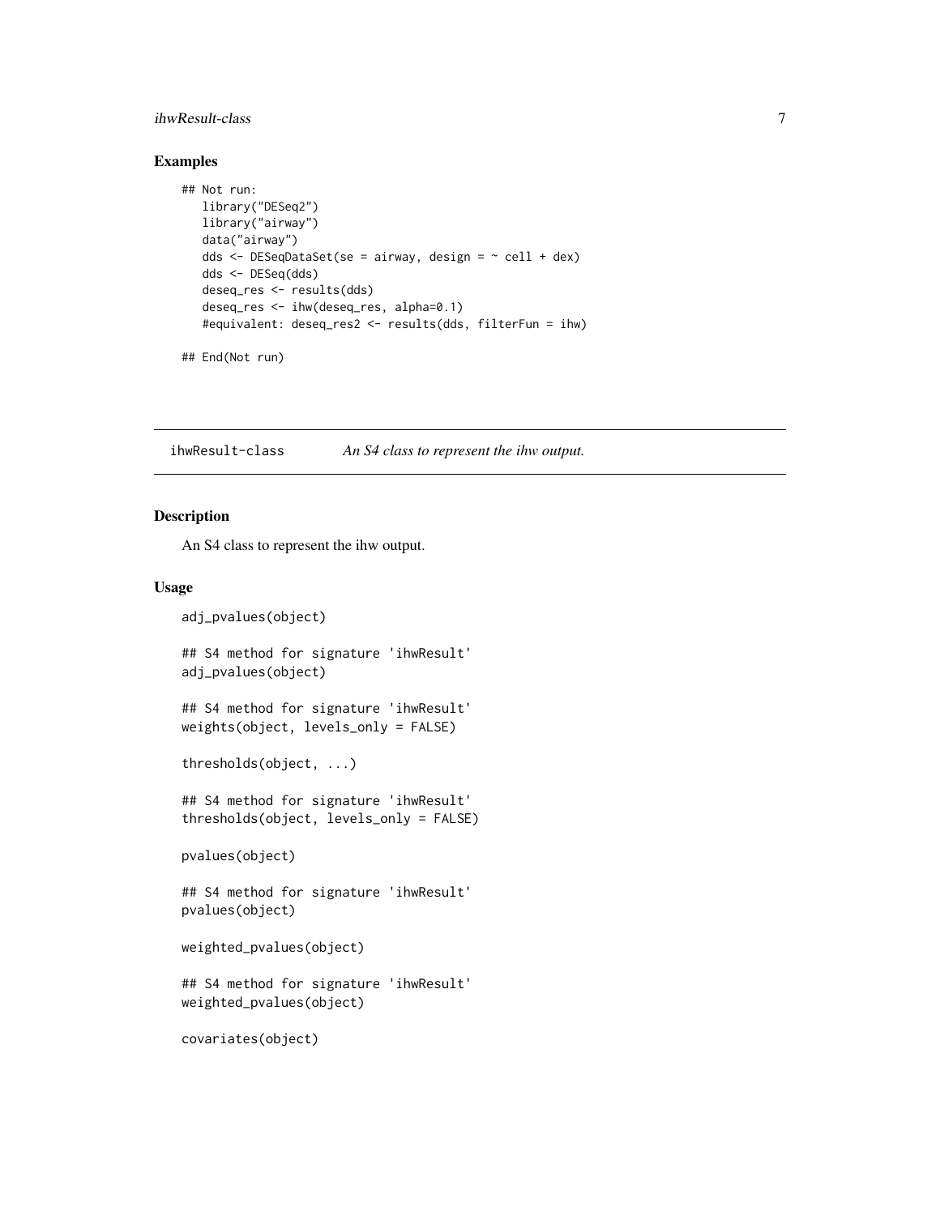### Examples

```
## Not run:
   library("DESeq2")
   library("airway")
   data("airway")
   dds <- DESeqDataSet(se = airway, design = ~ cell + dex)
   dds <- DESeq(dds)
   deseq_res <- results(dds)
   deseq_res <- ihw(deseq_res, alpha=0.1)
   #equivalent: deseq_res2 <- results(dds, filterFun = ihw)

## End(Not run)
```

---

`ihwResult-class` *An S4 class to represent the ihw output.*

---

### Description

An S4 class to represent the ihw output.

### Usage

```
adj_pvalues(object)

## S4 method for signature 'ihwResult'
adj_pvalues(object)

## S4 method for signature 'ihwResult'
weights(object, levels_only = FALSE)

thresholds(object, ...)

## S4 method for signature 'ihwResult'
thresholds(object, levels_only = FALSE)

pvalues(object)

## S4 method for signature 'ihwResult'
pvalues(object)

weighted_pvalues(object)

## S4 method for signature 'ihwResult'
weighted_pvalues(object)

covariates(object)
```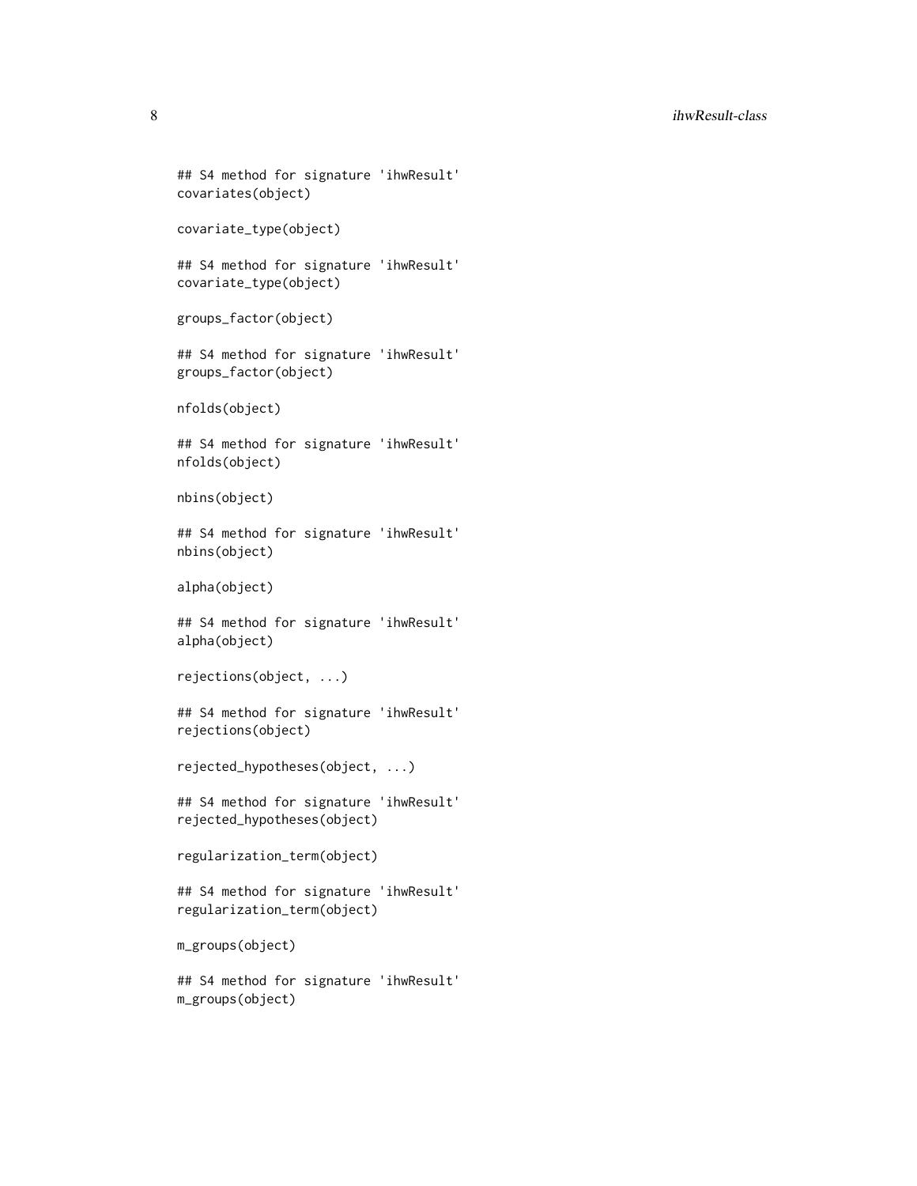```
## S4 method for signature 'ihwResult'
covariates(object)

covariate_type(object)

## S4 method for signature 'ihwResult'
covariate_type(object)

groups_factor(object)

## S4 method for signature 'ihwResult'
groups_factor(object)

nfolds(object)

## S4 method for signature 'ihwResult'
nfolds(object)

nbins(object)

## S4 method for signature 'ihwResult'
nbins(object)

alpha(object)

## S4 method for signature 'ihwResult'
alpha(object)

rejections(object, ...)

## S4 method for signature 'ihwResult'
rejections(object)

rejected_hypotheses(object, ...)

## S4 method for signature 'ihwResult'
rejected_hypotheses(object)

regularization_term(object)

## S4 method for signature 'ihwResult'
regularization_term(object)

m_groups(object)

## S4 method for signature 'ihwResult'
m_groups(object)
```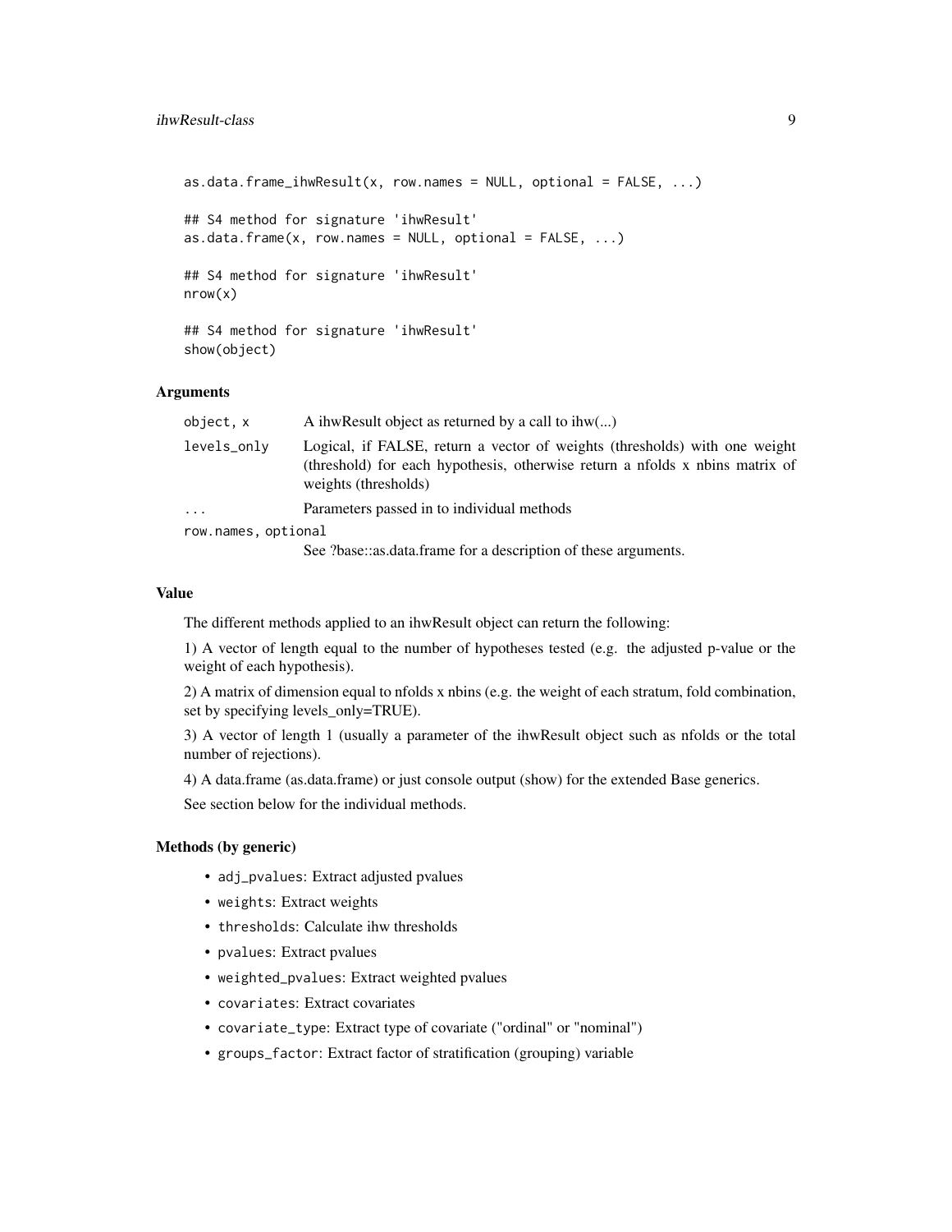```
as.data.frame_ihwResult(x, row.names = NULL, optional = FALSE, ...)

## S4 method for signature 'ihwResult'
as.data.frame(x, row.names = NULL, optional = FALSE, ...)

## S4 method for signature 'ihwResult'
nrow(x)

## S4 method for signature 'ihwResult'
show(object)
```

### Arguments

| | |
|---|---|
| object, x | A ihwResult object as returned by a call to ihw(...) |
| levels_only | Logical, if FALSE, return a vector of weights (thresholds) with one weight (threshold) for each hypothesis, otherwise return a nfolds x nbins matrix of weights (thresholds) |
| ... | Parameters passed in to individual methods |
| row.names, optional | See ?base::as.data.frame for a description of these arguments. |

### Value

The different methods applied to an ihwResult object can return the following:

1) A vector of length equal to the number of hypotheses tested (e.g. the adjusted p-value or the weight of each hypothesis).

2) A matrix of dimension equal to nfolds x nbins (e.g. the weight of each stratum, fold combination, set by specifying levels_only=TRUE).

3) A vector of length 1 (usually a parameter of the ihwResult object such as nfolds or the total number of rejections).

4) A data.frame (as.data.frame) or just console output (show) for the extended Base generics.

See section below for the individual methods.

### Methods (by generic)

- `adj_pvalues`: Extract adjusted pvalues
- `weights`: Extract weights
- `thresholds`: Calculate ihw thresholds
- `pvalues`: Extract pvalues
- `weighted_pvalues`: Extract weighted pvalues
- `covariates`: Extract covariates
- `covariate_type`: Extract type of covariate ("ordinal" or "nominal")
- `groups_factor`: Extract factor of stratification (grouping) variable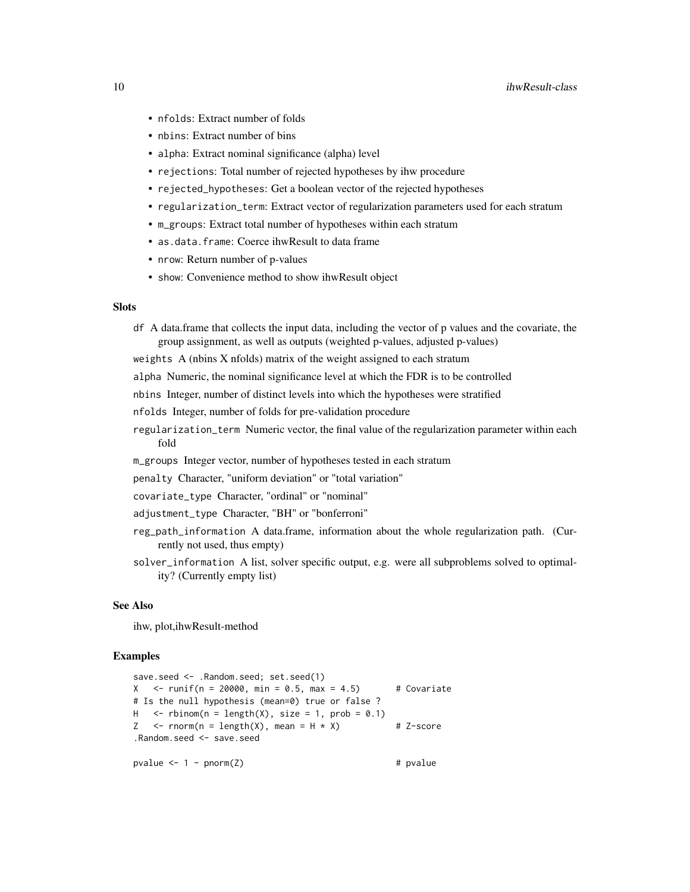- `nfolds`: Extract number of folds
- `nbins`: Extract number of bins
- `alpha`: Extract nominal significance (alpha) level
- `rejections`: Total number of rejected hypotheses by ihw procedure
- `rejected_hypotheses`: Get a boolean vector of the rejected hypotheses
- `regularization_term`: Extract vector of regularization parameters used for each stratum
- `m_groups`: Extract total number of hypotheses within each stratum
- `as.data.frame`: Coerce ihwResult to data frame
- `nrow`: Return number of p-values
- `show`: Convenience method to show ihwResult object

### Slots

`df` A data.frame that collects the input data, including the vector of p values and the covariate, the group assignment, as well as outputs (weighted p-values, adjusted p-values)

`weights` A (nbins X nfolds) matrix of the weight assigned to each stratum

`alpha` Numeric, the nominal significance level at which the FDR is to be controlled

`nbins` Integer, number of distinct levels into which the hypotheses were stratified

`nfolds` Integer, number of folds for pre-validation procedure

`regularization_term` Numeric vector, the final value of the regularization parameter within each fold

`m_groups` Integer vector, number of hypotheses tested in each stratum

`penalty` Character, "uniform deviation" or "total variation"

`covariate_type` Character, "ordinal" or "nominal"

`adjustment_type` Character, "BH" or "bonferroni"

`reg_path_information` A data.frame, information about the whole regularization path. (Currently not used, thus empty)

`solver_information` A list, solver specific output, e.g. were all subproblems solved to optimality? (Currently empty list)

### See Also

ihw, plot,ihwResult-method

### Examples

```
save.seed <- .Random.seed; set.seed(1)
X   <- runif(n = 20000, min = 0.5, max = 4.5)       # Covariate
# Is the null hypothesis (mean=0) true or false ?
H   <- rbinom(n = length(X), size = 1, prob = 0.1)
Z   <- rnorm(n = length(X), mean = H * X)           # Z-score
.Random.seed <- save.seed

pvalue <- 1 - pnorm(Z)                              # pvalue
```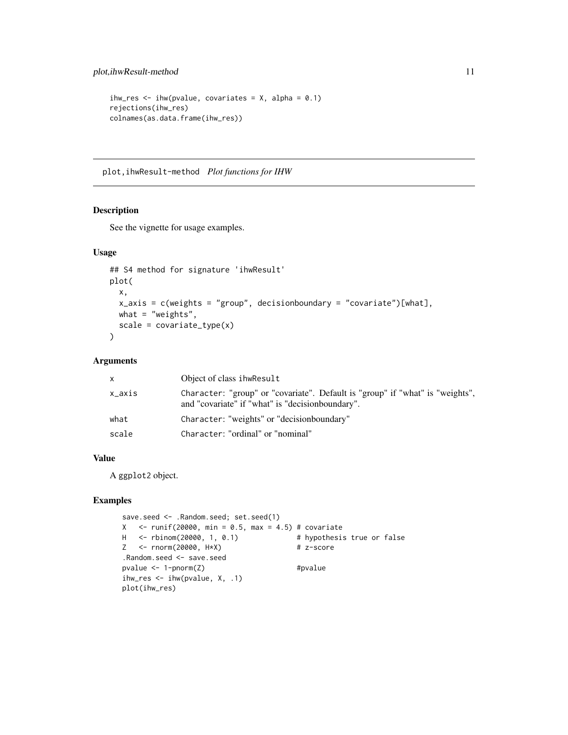```
ihw_res <- ihw(pvalue, covariates = X, alpha = 0.1)
rejections(ihw_res)
colnames(as.data.frame(ihw_res))
```

## plot,ihwResult-method *Plot functions for IHW*

### Description

See the vignette for usage examples.

### Usage

```
## S4 method for signature 'ihwResult'
plot(
  x,
  x_axis = c(weights = "group", decisionboundary = "covariate")[what],
  what = "weights",
  scale = covariate_type(x)
)
```

### Arguments

| | |
|---|---|
| x | Object of class ihwResult |
| x_axis | Character: "group" or "covariate". Default is "group" if "what" is "weights", and "covariate" if "what" is "decisionboundary". |
| what | Character: "weights" or "decisionboundary" |
| scale | Character: "ordinal" or "nominal" |

### Value

A ggplot2 object.

### Examples

```
save.seed <- .Random.seed; set.seed(1)
X   <- runif(20000, min = 0.5, max = 4.5) # covariate
H   <- rbinom(20000, 1, 0.1)             # hypothesis true or false
Z   <- rnorm(20000, H*X)                 # z-score
.Random.seed <- save.seed
pvalue <- 1-pnorm(Z)                     #pvalue
ihw_res <- ihw(pvalue, X, .1)
plot(ihw_res)
```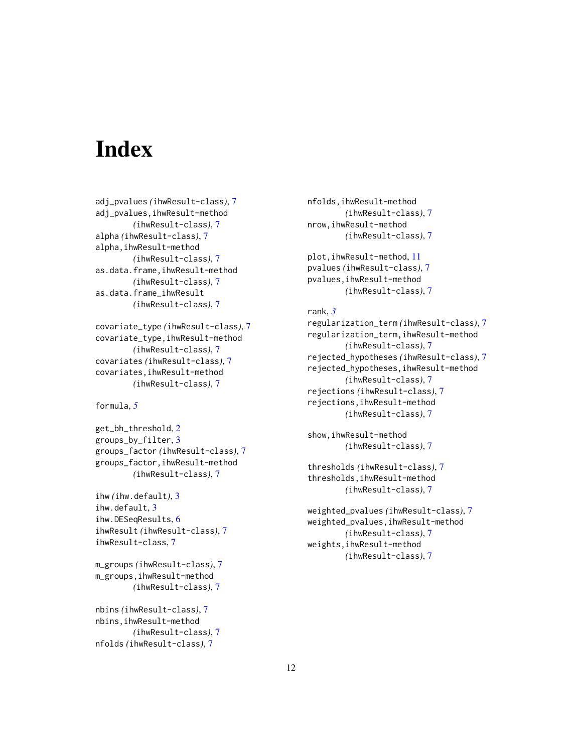# Index

adj_pvalues (ihwResult-class), 7
adj_pvalues,ihwResult-method (ihwResult-class), 7
alpha (ihwResult-class), 7
alpha,ihwResult-method (ihwResult-class), 7
as.data.frame,ihwResult-method (ihwResult-class), 7
as.data.frame_ihwResult (ihwResult-class), 7

covariate_type (ihwResult-class), 7
covariate_type,ihwResult-method (ihwResult-class), 7
covariates (ihwResult-class), 7
covariates,ihwResult-method (ihwResult-class), 7

formula, *5*

get_bh_threshold, 2
groups_by_filter, 3
groups_factor (ihwResult-class), 7
groups_factor,ihwResult-method (ihwResult-class), 7

ihw (ihw.default), 3
ihw.default, 3
ihw.DESeqResults, 6
ihwResult (ihwResult-class), 7
ihwResult-class, 7

m_groups (ihwResult-class), 7
m_groups,ihwResult-method (ihwResult-class), 7

nbins (ihwResult-class), 7
nbins,ihwResult-method (ihwResult-class), 7
nfolds (ihwResult-class), 7
nfolds,ihwResult-method (ihwResult-class), 7
nrow,ihwResult-method (ihwResult-class), 7

plot,ihwResult-method, 11
pvalues (ihwResult-class), 7
pvalues,ihwResult-method (ihwResult-class), 7

rank, *3*
regularization_term (ihwResult-class), 7
regularization_term,ihwResult-method (ihwResult-class), 7
rejected_hypotheses (ihwResult-class), 7
rejected_hypotheses,ihwResult-method (ihwResult-class), 7
rejections (ihwResult-class), 7
rejections,ihwResult-method (ihwResult-class), 7

show,ihwResult-method (ihwResult-class), 7

thresholds (ihwResult-class), 7
thresholds,ihwResult-method (ihwResult-class), 7

weighted_pvalues (ihwResult-class), 7
weighted_pvalues,ihwResult-method (ihwResult-class), 7
weights,ihwResult-method (ihwResult-class), 7